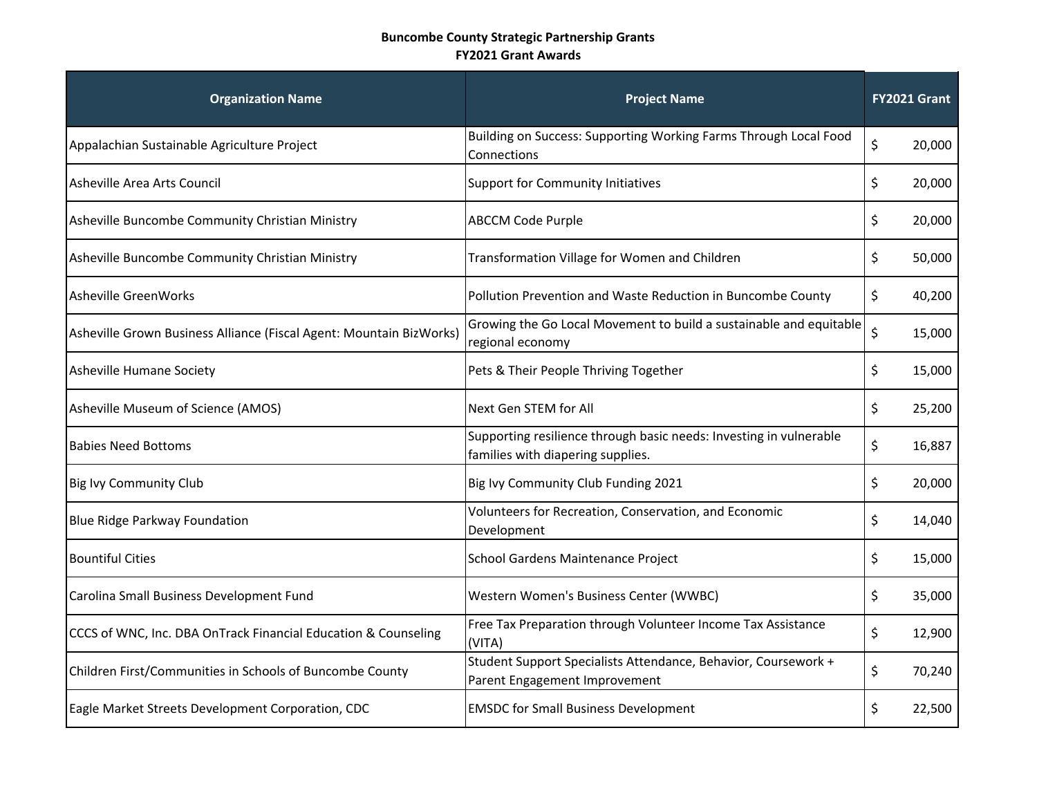**Buncombe County Strategic Partnership Grants**
**FY2021 Grant Awards**

| Organization Name | Project Name | FY2021 Grant |
|---|---|---|
| Appalachian Sustainable Agriculture Project | Building on Success: Supporting Working Farms Through Local Food Connections | $ 20,000 |
| Asheville Area Arts Council | Support for Community Initiatives | $ 20,000 |
| Asheville Buncombe Community Christian Ministry | ABCCM Code Purple | $ 20,000 |
| Asheville Buncombe Community Christian Ministry | Transformation Village for Women and Children | $ 50,000 |
| Asheville GreenWorks | Pollution Prevention and Waste Reduction in Buncombe County | $ 40,200 |
| Asheville Grown Business Alliance (Fiscal Agent: Mountain BizWorks) | Growing the Go Local Movement to build a sustainable and equitable regional economy | $ 15,000 |
| Asheville Humane Society | Pets & Their People Thriving Together | $ 15,000 |
| Asheville Museum of Science (AMOS) | Next Gen STEM for All | $ 25,200 |
| Babies Need Bottoms | Supporting resilience through basic needs: Investing in vulnerable families with diapering supplies. | $ 16,887 |
| Big Ivy Community Club | Big Ivy Community Club Funding 2021 | $ 20,000 |
| Blue Ridge Parkway Foundation | Volunteers for Recreation, Conservation, and Economic Development | $ 14,040 |
| Bountiful Cities | School Gardens Maintenance Project | $ 15,000 |
| Carolina Small Business Development Fund | Western Women's Business Center (WWBC) | $ 35,000 |
| CCCS of WNC, Inc. DBA OnTrack Financial Education & Counseling | Free Tax Preparation through Volunteer Income Tax Assistance (VITA) | $ 12,900 |
| Children First/Communities in Schools of Buncombe County | Student Support Specialists Attendance, Behavior, Coursework + Parent Engagement Improvement | $ 70,240 |
| Eagle Market Streets Development Corporation, CDC | EMSDC for Small Business Development | $ 22,500 |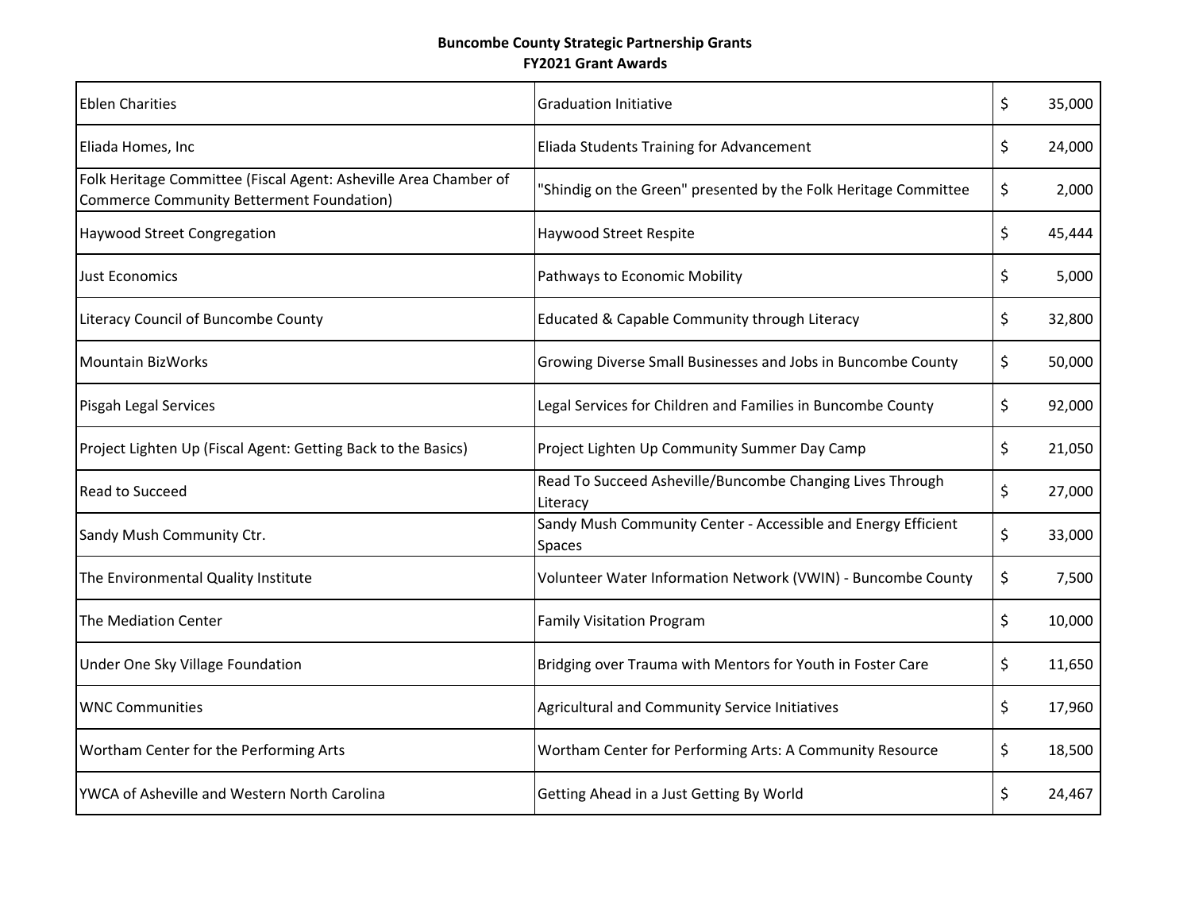**Buncombe County Strategic Partnership Grants**
**FY2021 Grant Awards**

| | | |
|---|---|---|
| Eblen Charities | Graduation Initiative | $ 35,000 |
| Eliada Homes, Inc | Eliada Students Training for Advancement | $ 24,000 |
| Folk Heritage Committee (Fiscal Agent: Asheville Area Chamber of Commerce Community Betterment Foundation) | "Shindig on the Green" presented by the Folk Heritage Committee | $ 2,000 |
| Haywood Street Congregation | Haywood Street Respite | $ 45,444 |
| Just Economics | Pathways to Economic Mobility | $ 5,000 |
| Literacy Council of Buncombe County | Educated & Capable Community through Literacy | $ 32,800 |
| Mountain BizWorks | Growing Diverse Small Businesses and Jobs in Buncombe County | $ 50,000 |
| Pisgah Legal Services | Legal Services for Children and Families in Buncombe County | $ 92,000 |
| Project Lighten Up (Fiscal Agent: Getting Back to the Basics) | Project Lighten Up Community Summer Day Camp | $ 21,050 |
| Read to Succeed | Read To Succeed Asheville/Buncombe Changing Lives Through Literacy | $ 27,000 |
| Sandy Mush Community Ctr. | Sandy Mush Community Center - Accessible and Energy Efficient Spaces | $ 33,000 |
| The Environmental Quality Institute | Volunteer Water Information Network (VWIN) - Buncombe County | $ 7,500 |
| The Mediation Center | Family Visitation Program | $ 10,000 |
| Under One Sky Village Foundation | Bridging over Trauma with Mentors for Youth in Foster Care | $ 11,650 |
| WNC Communities | Agricultural and Community Service Initiatives | $ 17,960 |
| Wortham Center for the Performing Arts | Wortham Center for Performing Arts: A Community Resource | $ 18,500 |
| YWCA of Asheville and Western North Carolina | Getting Ahead in a Just Getting By World | $ 24,467 |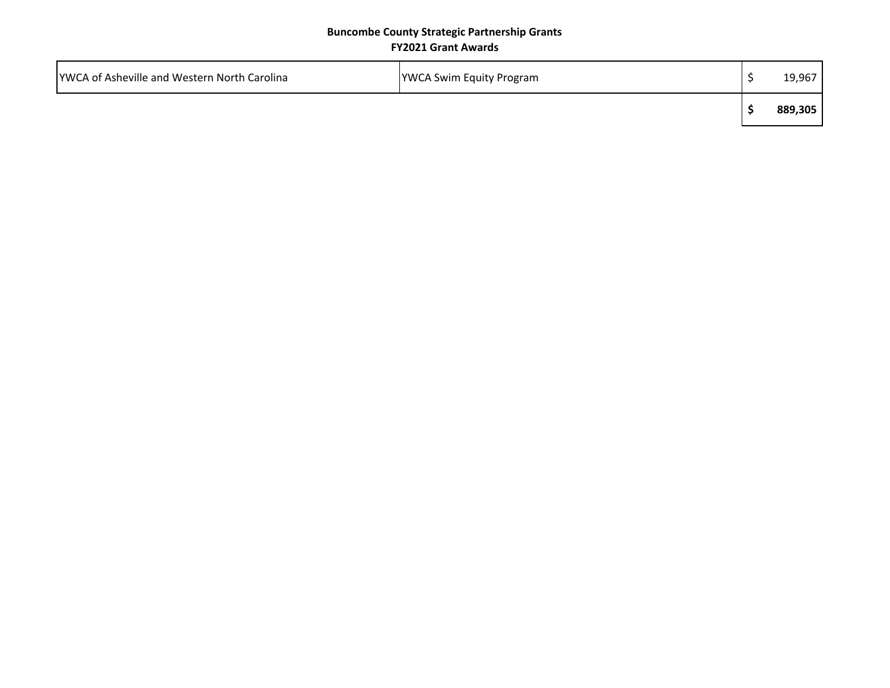**Buncombe County Strategic Partnership Grants**
**FY2021 Grant Awards**

| | | |
|---|---|---|
| YWCA of Asheville and Western North Carolina | YWCA Swim Equity Program | $ 19,967 |
| | | **$ 889,305** |